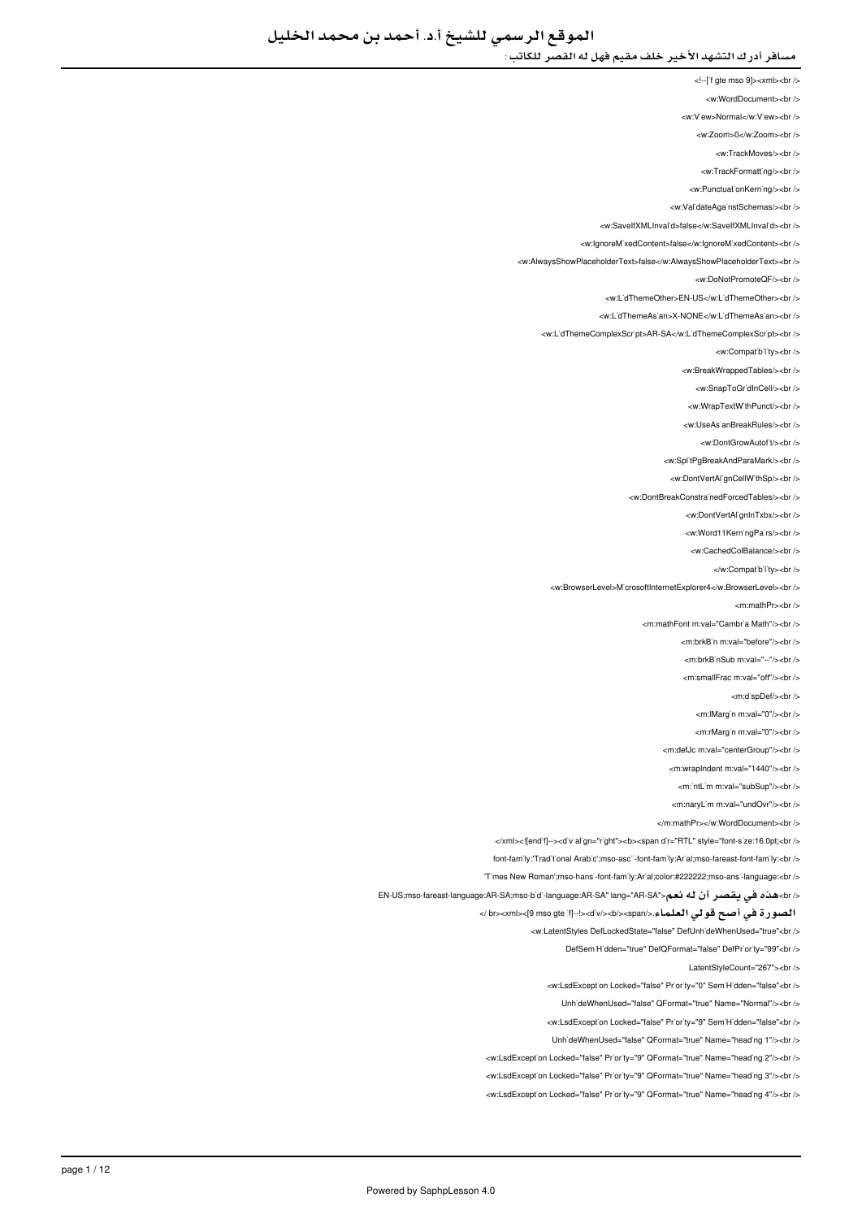## مسافر أدرك التشهد الأخير خلف مقيم فهل له القصر للكاتب :

```
<!--[ˈf gte mso 9]><xml><br />
<w:WordDocument><br />
<w:Vˈew>Normal</w:Vˈew><br />
<w:Zoom>0</w:Zoom><br />
<w:TrackMoves/><br />
<w:TrackFormattˈng/><br />
<w:PunctuatˈonKernˈng/><br />
<w:ValˈdateAgaˈnstSchemas/><br />
<w:SaveIfXMLInvalˈd>false</w:SaveIfXMLInvalˈd><br />
<w:IgnoreMˈxedContent>false</w:IgnoreMˈxedContent><br />
<w:AlwaysShowPlaceholderText>false</w:AlwaysShowPlaceholderText><br />
<w:DoNotPromoteQF/><br />
<w:LˈdThemeOther>EN-US</w:LˈdThemeOther><br />
<w:LˈdThemeAsˈan>X-NONE</w:LˈdThemeAsˈan><br />
<w:LˈdThemeComplexScrˈpt>AR-SA</w:LˈdThemeComplexScrˈpt><br />
<w:Compatˈbˈlˈty><br />
<w:BreakWrappedTables/><br />
<w:SnapToGrˈdInCell/><br />
<w:WrapTextWˈthPunct/><br />
<w:UseAsˈanBreakRules/><br />
<w:DontGrowAutofˈt/><br />
<w:SplˈtPgBreakAndParaMark/><br />
<w:DontVertAlˈgnCellWˈthSp/><br />
<w:DontBreakConstraˈnedForcedTables/><br />
<w:DontVertAlˈgnInTxbx/><br />
<w:Word11KernˈngPaˈrs/><br />
<w:CachedColBalance/><br />
</w:Compatˈbˈlˈty><br />
<w:BrowserLevel>MˈcrosoftInternetExplorer4</w:BrowserLevel><br />
<m:mathPr><br />
<m:mathFont m:val="Cambrˈa Math"/><br />
<m:brkBˈn m:val="before"/><br />
<m:brkBˈnSub m:val="--"/><br />
<m:smallFrac m:val="off"/><br />
<m:dˈspDef/><br />
<m:lMargˈn m:val="0"/><br />
<m:rMargˈn m:val="0"/><br />
<m:defJc m:val="centerGroup"/><br />
<m:wrapIndent m:val="1440"/><br />
<m:ˈntLˈm m:val="subSup"/><br />
<m:naryLˈm m:val="undOvr"/><br />
</m:mathPr></w:WordDocument><br />
</xml><![endˈf]--><dˈv alˈgn="rˈght"><b><span dˈr="RTL" style="font-sˈze:16.0pt;<br />
font-famˈly:'Tradˈtˈonal Arabˈc';mso-ascˈˈ-font-famˈly:Arˈal;mso-fareast-font-famˈly:<br />
'Tˈmes New Roman';mso-hansˈ-font-famˈly:Arˈal;color:#222222;mso-ansˈ-language:<br />
EN-US;mso-fareast-language:AR-SA;mso-bˈdˈ-language:AR-SA" lang="AR-SA">نعم له أن يقصر في هذه<br />
الصورة في أصح قولي العلماء.</span></b></dˈv><!--[ˈf gte mso 9]><xml><br />
<w:LatentStyles DefLockedState="false" DefUnhˈdeWhenUsed="true"<br />
DefSemˈHˈdden="true" DefQFormat="false" DefPrˈorˈty="99"<br />
LatentStyleCount="267"><br />
<w:LsdExceptˈon Locked="false" Prˈorˈty="0" SemˈHˈdden="false"<br />
UnhˈdeWhenUsed="false" QFormat="true" Name="Normal"/><br />
<w:LsdExceptˈon Locked="false" Prˈorˈty="9" SemˈHˈdden="false"<br />
UnhˈdeWhenUsed="false" QFormat="true" Name="headˈng 1"/><br />
<w:LsdExceptˈon Locked="false" Prˈorˈty="9" QFormat="true" Name="headˈng 2"/><br />
<w:LsdExceptˈon Locked="false" Prˈorˈty="9" QFormat="true" Name="headˈng 3"/><br />
<w:LsdExceptˈon Locked="false" Prˈorˈty="9" QFormat="true" Name="headˈng 4"/><br />
```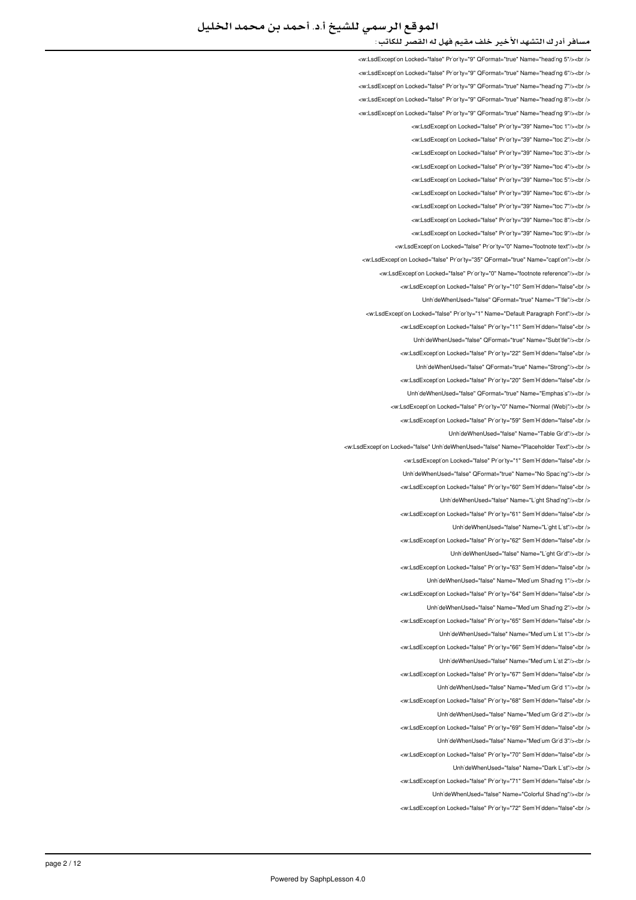```
<w:LsdExcept`on Locked="false" Pr`or`ty="9" QFormat="true" Name="head`ng 5"/><br />
<w:LsdExcept`on Locked="false" Pr`or`ty="9" QFormat="true" Name="head`ng 6"/><br />
<w:LsdExcept`on Locked="false" Pr`or`ty="9" QFormat="true" Name="head`ng 7"/><br />
<w:LsdExcept`on Locked="false" Pr`or`ty="9" QFormat="true" Name="head`ng 8"/><br />
<w:LsdExcept`on Locked="false" Pr`or`ty="9" QFormat="true" Name="head`ng 9"/><br />
<w:LsdExcept`on Locked="false" Pr`or`ty="39" Name="toc 1"/><br />
<w:LsdExcept`on Locked="false" Pr`or`ty="39" Name="toc 2"/><br />
<w:LsdExcept`on Locked="false" Pr`or`ty="39" Name="toc 3"/><br />
<w:LsdExcept`on Locked="false" Pr`or`ty="39" Name="toc 4"/><br />
<w:LsdExcept`on Locked="false" Pr`or`ty="39" Name="toc 5"/><br />
<w:LsdExcept`on Locked="false" Pr`or`ty="39" Name="toc 6"/><br />
<w:LsdExcept`on Locked="false" Pr`or`ty="39" Name="toc 7"/><br />
<w:LsdExcept`on Locked="false" Pr`or`ty="39" Name="toc 8"/><br />
<w:LsdExcept`on Locked="false" Pr`or`ty="39" Name="toc 9"/><br />
<w:LsdExcept`on Locked="false" Pr`or`ty="0" Name="footnote text"/><br />
<w:LsdExcept`on Locked="false" Pr`or`ty="35" QFormat="true" Name="capt`on"/><br />
<w:LsdExcept`on Locked="false" Pr`or`ty="0" Name="footnote reference"/><br />
<w:LsdExcept`on Locked="false" Pr`or`ty="10" Sem`H`dden="false"<br />
Unh`deWhenUsed="false" QFormat="true" Name="T`tle"/><br />
<w:LsdExcept`on Locked="false" Pr`or`ty="1" Name="Default Paragraph Font"/><br />
<w:LsdExcept`on Locked="false" Pr`or`ty="11" Sem`H`dden="false"<br />
Unh`deWhenUsed="false" QFormat="true" Name="Subt`tle"/><br />
<w:LsdExcept`on Locked="false" Pr`or`ty="22" Sem`H`dden="false"<br />
Unh`deWhenUsed="false" QFormat="true" Name="Strong"/><br />
<w:LsdExcept`on Locked="false" Pr`or`ty="20" Sem`H`dden="false"<br />
Unh`deWhenUsed="false" QFormat="true" Name="Emphas`s"/><br />
<w:LsdExcept`on Locked="false" Pr`or`ty="0" Name="Normal (Web)"/><br />
<w:LsdExcept`on Locked="false" Pr`or`ty="59" Sem`H`dden="false"<br />
Unh`deWhenUsed="false" Name="Table Gr`d"/><br />
<w:LsdExcept`on Locked="false" Unh`deWhenUsed="false" Name="Placeholder Text"/><br />
<w:LsdExcept`on Locked="false" Pr`or`ty="1" Sem`H`dden="false"<br />
Unh`deWhenUsed="false" QFormat="true" Name="No Spac`ng"/><br />
<w:LsdExcept`on Locked="false" Pr`or`ty="60" Sem`H`dden="false"<br />
Unh`deWhenUsed="false" Name="L`ght Shad`ng"/><br />
<w:LsdExcept`on Locked="false" Pr`or`ty="61" Sem`H`dden="false"<br />
Unh`deWhenUsed="false" Name="L`ght L`st"/><br />
<w:LsdExcept`on Locked="false" Pr`or`ty="62" Sem`H`dden="false"<br />
Unh`deWhenUsed="false" Name="L`ght Gr`d"/><br />
<w:LsdExcept`on Locked="false" Pr`or`ty="63" Sem`H`dden="false"<br />
Unh`deWhenUsed="false" Name="Med`um Shad`ng 1"/><br />
<w:LsdExcept`on Locked="false" Pr`or`ty="64" Sem`H`dden="false"<br />
Unh`deWhenUsed="false" Name="Med`um Shad`ng 2"/><br />
<w:LsdExcept`on Locked="false" Pr`or`ty="65" Sem`H`dden="false"<br />
Unh`deWhenUsed="false" Name="Med`um L`st 1"/><br />
<w:LsdExcept`on Locked="false" Pr`or`ty="66" Sem`H`dden="false"<br />
Unh`deWhenUsed="false" Name="Med`um L`st 2"/><br />
<w:LsdExcept`on Locked="false" Pr`or`ty="67" Sem`H`dden="false"<br />
Unh`deWhenUsed="false" Name="Med`um Gr`d 1"/><br />
<w:LsdExcept`on Locked="false" Pr`or`ty="68" Sem`H`dden="false"<br />
Unh`deWhenUsed="false" Name="Med`um Gr`d 2"/><br />
<w:LsdExcept`on Locked="false" Pr`or`ty="69" Sem`H`dden="false"<br />
Unh`deWhenUsed="false" Name="Med`um Gr`d 3"/><br />
<w:LsdExcept`on Locked="false" Pr`or`ty="70" Sem`H`dden="false"<br />
Unh`deWhenUsed="false" Name="Dark L`st"/><br />
<w:LsdExcept`on Locked="false" Pr`or`ty="71" Sem`H`dden="false"<br />
Unh`deWhenUsed="false" Name="Colorful Shad`ng"/><br />
<w:LsdExcept`on Locked="false" Pr`or`ty="72" Sem`H`dden="false"<br />
```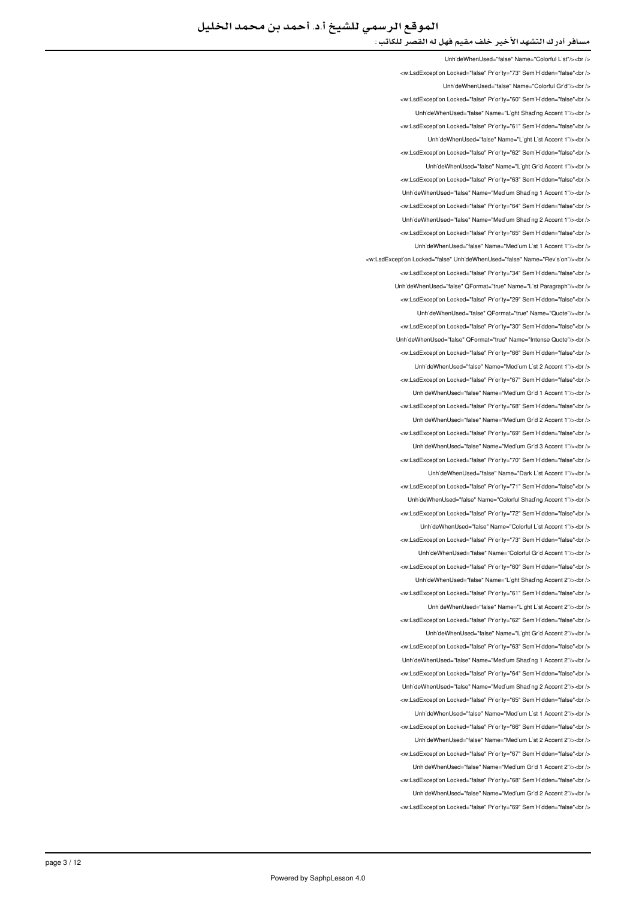```
UnhideWhenUsed="false" Name="Colorful List"/><br />
<w:LsdException Locked="false" Priority="73" SemiHidden="false"<br />
UnhideWhenUsed="false" Name="Colorful Grid"/><br />
<w:LsdException Locked="false" Priority="60" SemiHidden="false"<br />
UnhideWhenUsed="false" Name="Light Shading Accent 1"/><br />
<w:LsdException Locked="false" Priority="61" SemiHidden="false"<br />
UnhideWhenUsed="false" Name="Light List Accent 1"/><br />
<w:LsdException Locked="false" Priority="62" SemiHidden="false"<br />
UnhideWhenUsed="false" Name="Light Grid Accent 1"/><br />
<w:LsdException Locked="false" Priority="63" SemiHidden="false"<br />
UnhideWhenUsed="false" Name="Medium Shading 1 Accent 1"/><br />
<w:LsdException Locked="false" Priority="64" SemiHidden="false"<br />
UnhideWhenUsed="false" Name="Medium Shading 2 Accent 1"/><br />
<w:LsdException Locked="false" Priority="65" SemiHidden="false"<br />
UnhideWhenUsed="false" Name="Medium List 1 Accent 1"/><br />
<w:LsdException Locked="false" UnhideWhenUsed="false" Name="Revision"/><br />
<w:LsdException Locked="false" Priority="34" SemiHidden="false"<br />
UnhideWhenUsed="false" QFormat="true" Name="List Paragraph"/><br />
<w:LsdException Locked="false" Priority="29" SemiHidden="false"<br />
UnhideWhenUsed="false" QFormat="true" Name="Quote"/><br />
<w:LsdException Locked="false" Priority="30" SemiHidden="false"<br />
UnhideWhenUsed="false" QFormat="true" Name="Intense Quote"/><br />
<w:LsdException Locked="false" Priority="66" SemiHidden="false"<br />
UnhideWhenUsed="false" Name="Medium List 2 Accent 1"/><br />
<w:LsdException Locked="false" Priority="67" SemiHidden="false"<br />
UnhideWhenUsed="false" Name="Medium Grid 1 Accent 1"/><br />
<w:LsdException Locked="false" Priority="68" SemiHidden="false"<br />
UnhideWhenUsed="false" Name="Medium Grid 2 Accent 1"/><br />
<w:LsdException Locked="false" Priority="69" SemiHidden="false"<br />
UnhideWhenUsed="false" Name="Medium Grid 3 Accent 1"/><br />
<w:LsdException Locked="false" Priority="70" SemiHidden="false"<br />
UnhideWhenUsed="false" Name="Dark List Accent 1"/><br />
<w:LsdException Locked="false" Priority="71" SemiHidden="false"<br />
UnhideWhenUsed="false" Name="Colorful Shading Accent 1"/><br />
<w:LsdException Locked="false" Priority="72" SemiHidden="false"<br />
UnhideWhenUsed="false" Name="Colorful List Accent 1"/><br />
<w:LsdException Locked="false" Priority="73" SemiHidden="false"<br />
UnhideWhenUsed="false" Name="Colorful Grid Accent 1"/><br />
<w:LsdException Locked="false" Priority="60" SemiHidden="false"<br />
UnhideWhenUsed="false" Name="Light Shading Accent 2"/><br />
<w:LsdException Locked="false" Priority="61" SemiHidden="false"<br />
UnhideWhenUsed="false" Name="Light List Accent 2"/><br />
<w:LsdException Locked="false" Priority="62" SemiHidden="false"<br />
UnhideWhenUsed="false" Name="Light Grid Accent 2"/><br />
<w:LsdException Locked="false" Priority="63" SemiHidden="false"<br />
UnhideWhenUsed="false" Name="Medium Shading 1 Accent 2"/><br />
<w:LsdException Locked="false" Priority="64" SemiHidden="false"<br />
UnhideWhenUsed="false" Name="Medium Shading 2 Accent 2"/><br />
<w:LsdException Locked="false" Priority="65" SemiHidden="false"<br />
UnhideWhenUsed="false" Name="Medium List 1 Accent 2"/><br />
<w:LsdException Locked="false" Priority="66" SemiHidden="false"<br />
UnhideWhenUsed="false" Name="Medium List 2 Accent 2"/><br />
<w:LsdException Locked="false" Priority="67" SemiHidden="false"<br />
UnhideWhenUsed="false" Name="Medium Grid 1 Accent 2"/><br />
<w:LsdException Locked="false" Priority="68" SemiHidden="false"<br />
UnhideWhenUsed="false" Name="Medium Grid 2 Accent 2"/><br />
<w:LsdException Locked="false" Priority="69" SemiHidden="false"<br />
```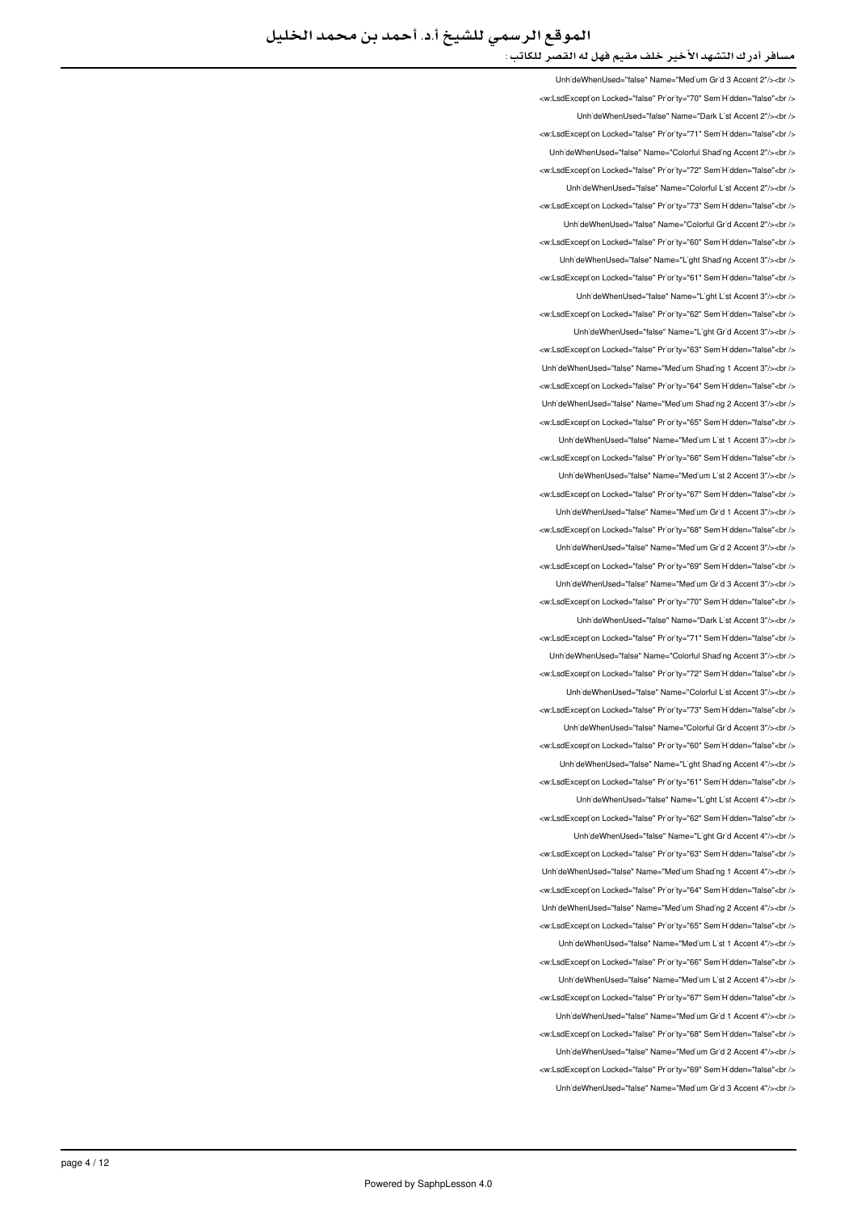Unh`deWhenUsed="false" Name="Med`um Gr`d 3 Accent 2"/><br />
<w:LsdExcept`on Locked="false" Pr`or`ty="70" Sem`H`dden="false"<br />
Unh`deWhenUsed="false" Name="Dark L`st Accent 2"/><br />
<w:LsdExcept`on Locked="false" Pr`or`ty="71" Sem`H`dden="false"<br />
Unh`deWhenUsed="false" Name="Colorful Shad`ng Accent 2"/><br />
<w:LsdExcept`on Locked="false" Pr`or`ty="72" Sem`H`dden="false"<br />
Unh`deWhenUsed="false" Name="Colorful L`st Accent 2"/><br />
<w:LsdExcept`on Locked="false" Pr`or`ty="73" Sem`H`dden="false"<br />
Unh`deWhenUsed="false" Name="Colorful Gr`d Accent 2"/><br />
<w:LsdExcept`on Locked="false" Pr`or`ty="60" Sem`H`dden="false"<br />
Unh`deWhenUsed="false" Name="L`ght Shad`ng Accent 3"/><br />
<w:LsdExcept`on Locked="false" Pr`or`ty="61" Sem`H`dden="false"<br />
Unh`deWhenUsed="false" Name="L`ght L`st Accent 3"/><br />
<w:LsdExcept`on Locked="false" Pr`or`ty="62" Sem`H`dden="false"<br />
Unh`deWhenUsed="false" Name="L`ght Gr`d Accent 3"/><br />
<w:LsdExcept`on Locked="false" Pr`or`ty="63" Sem`H`dden="false"<br />
Unh`deWhenUsed="false" Name="Med`um Shad`ng 1 Accent 3"/><br />
<w:LsdExcept`on Locked="false" Pr`or`ty="64" Sem`H`dden="false"<br />
Unh`deWhenUsed="false" Name="Med`um Shad`ng 2 Accent 3"/><br />
<w:LsdExcept`on Locked="false" Pr`or`ty="65" Sem`H`dden="false"<br />
Unh`deWhenUsed="false" Name="Med`um L`st 1 Accent 3"/><br />
<w:LsdExcept`on Locked="false" Pr`or`ty="66" Sem`H`dden="false"<br />
Unh`deWhenUsed="false" Name="Med`um L`st 2 Accent 3"/><br />
<w:LsdExcept`on Locked="false" Pr`or`ty="67" Sem`H`dden="false"<br />
Unh`deWhenUsed="false" Name="Med`um Gr`d 1 Accent 3"/><br />
<w:LsdExcept`on Locked="false" Pr`or`ty="68" Sem`H`dden="false"<br />
Unh`deWhenUsed="false" Name="Med`um Gr`d 2 Accent 3"/><br />
<w:LsdExcept`on Locked="false" Pr`or`ty="69" Sem`H`dden="false"<br />
Unh`deWhenUsed="false" Name="Med`um Gr`d 3 Accent 3"/><br />
<w:LsdExcept`on Locked="false" Pr`or`ty="70" Sem`H`dden="false"<br />
Unh`deWhenUsed="false" Name="Dark L`st Accent 3"/><br />
<w:LsdExcept`on Locked="false" Pr`or`ty="71" Sem`H`dden="false"<br />
Unh`deWhenUsed="false" Name="Colorful Shad`ng Accent 3"/><br />
<w:LsdExcept`on Locked="false" Pr`or`ty="72" Sem`H`dden="false"<br />
Unh`deWhenUsed="false" Name="Colorful L`st Accent 3"/><br />
<w:LsdExcept`on Locked="false" Pr`or`ty="73" Sem`H`dden="false"<br />
Unh`deWhenUsed="false" Name="Colorful Gr`d Accent 3"/><br />
<w:LsdExcept`on Locked="false" Pr`or`ty="60" Sem`H`dden="false"<br />
Unh`deWhenUsed="false" Name="L`ght Shad`ng Accent 4"/><br />
<w:LsdExcept`on Locked="false" Pr`or`ty="61" Sem`H`dden="false"<br />
Unh`deWhenUsed="false" Name="L`ght L`st Accent 4"/><br />
<w:LsdExcept`on Locked="false" Pr`or`ty="62" Sem`H`dden="false"<br />
Unh`deWhenUsed="false" Name="L`ght Gr`d Accent 4"/><br />
<w:LsdExcept`on Locked="false" Pr`or`ty="63" Sem`H`dden="false"<br />
Unh`deWhenUsed="false" Name="Med`um Shad`ng 1 Accent 4"/><br />
<w:LsdExcept`on Locked="false" Pr`or`ty="64" Sem`H`dden="false"<br />
Unh`deWhenUsed="false" Name="Med`um Shad`ng 2 Accent 4"/><br />
<w:LsdExcept`on Locked="false" Pr`or`ty="65" Sem`H`dden="false"<br />
Unh`deWhenUsed="false" Name="Med`um L`st 1 Accent 4"/><br />
<w:LsdExcept`on Locked="false" Pr`or`ty="66" Sem`H`dden="false"<br />
Unh`deWhenUsed="false" Name="Med`um L`st 2 Accent 4"/><br />
<w:LsdExcept`on Locked="false" Pr`or`ty="67" Sem`H`dden="false"<br />
Unh`deWhenUsed="false" Name="Med`um Gr`d 1 Accent 4"/><br />
<w:LsdExcept`on Locked="false" Pr`or`ty="68" Sem`H`dden="false"<br />
Unh`deWhenUsed="false" Name="Med`um Gr`d 2 Accent 4"/><br />
<w:LsdExcept`on Locked="false" Pr`or`ty="69" Sem`H`dden="false"<br />
Unh`deWhenUsed="false" Name="Med`um Gr`d 3 Accent 4"/><br />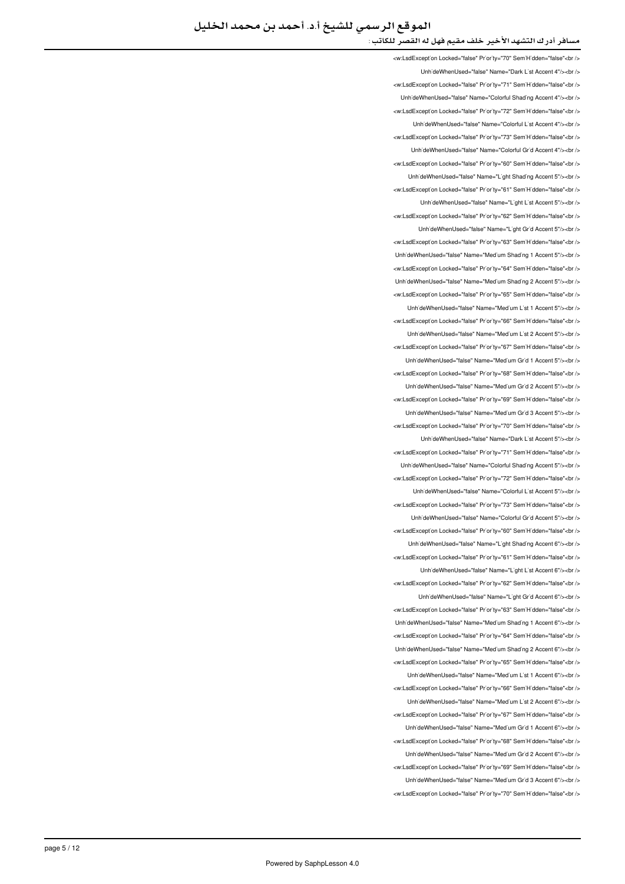```
<w:LsdExcept'on Locked="false" Pr'or'ty="70" Sem'H'dden="false"<br />
Unh'deWhenUsed="false" Name="Dark L'st Accent 4"/><br />
<w:LsdExcept'on Locked="false" Pr'or'ty="71" Sem'H'dden="false"<br />
Unh'deWhenUsed="false" Name="Colorful Shad'ng Accent 4"/><br />
<w:LsdExcept'on Locked="false" Pr'or'ty="72" Sem'H'dden="false"<br />
Unh'deWhenUsed="false" Name="Colorful L'st Accent 4"/><br />
<w:LsdExcept'on Locked="false" Pr'or'ty="73" Sem'H'dden="false"<br />
Unh'deWhenUsed="false" Name="Colorful Gr'd Accent 4"/><br />
<w:LsdExcept'on Locked="false" Pr'or'ty="60" Sem'H'dden="false"<br />
Unh'deWhenUsed="false" Name="L'ght Shad'ng Accent 5"/><br />
<w:LsdExcept'on Locked="false" Pr'or'ty="61" Sem'H'dden="false"<br />
Unh'deWhenUsed="false" Name="L'ght L'st Accent 5"/><br />
<w:LsdExcept'on Locked="false" Pr'or'ty="62" Sem'H'dden="false"<br />
Unh'deWhenUsed="false" Name="L'ght Gr'd Accent 5"/><br />
<w:LsdExcept'on Locked="false" Pr'or'ty="63" Sem'H'dden="false"<br />
Unh'deWhenUsed="false" Name="Med'um Shad'ng 1 Accent 5"/><br />
<w:LsdExcept'on Locked="false" Pr'or'ty="64" Sem'H'dden="false"<br />
Unh'deWhenUsed="false" Name="Med'um Shad'ng 2 Accent 5"/><br />
<w:LsdExcept'on Locked="false" Pr'or'ty="65" Sem'H'dden="false"<br />
Unh'deWhenUsed="false" Name="Med'um L'st 1 Accent 5"/><br />
<w:LsdExcept'on Locked="false" Pr'or'ty="66" Sem'H'dden="false"<br />
Unh'deWhenUsed="false" Name="Med'um L'st 2 Accent 5"/><br />
<w:LsdExcept'on Locked="false" Pr'or'ty="67" Sem'H'dden="false"<br />
Unh'deWhenUsed="false" Name="Med'um Gr'd 1 Accent 5"/><br />
<w:LsdExcept'on Locked="false" Pr'or'ty="68" Sem'H'dden="false"<br />
Unh'deWhenUsed="false" Name="Med'um Gr'd 2 Accent 5"/><br />
<w:LsdExcept'on Locked="false" Pr'or'ty="69" Sem'H'dden="false"<br />
Unh'deWhenUsed="false" Name="Med'um Gr'd 3 Accent 5"/><br />
<w:LsdExcept'on Locked="false" Pr'or'ty="70" Sem'H'dden="false"<br />
Unh'deWhenUsed="false" Name="Dark L'st Accent 5"/><br />
<w:LsdExcept'on Locked="false" Pr'or'ty="71" Sem'H'dden="false"<br />
Unh'deWhenUsed="false" Name="Colorful Shad'ng Accent 5"/><br />
<w:LsdExcept'on Locked="false" Pr'or'ty="72" Sem'H'dden="false"<br />
Unh'deWhenUsed="false" Name="Colorful L'st Accent 5"/><br />
<w:LsdExcept'on Locked="false" Pr'or'ty="73" Sem'H'dden="false"<br />
Unh'deWhenUsed="false" Name="Colorful Gr'd Accent 5"/><br />
<w:LsdExcept'on Locked="false" Pr'or'ty="60" Sem'H'dden="false"<br />
Unh'deWhenUsed="false" Name="L'ght Shad'ng Accent 6"/><br />
<w:LsdExcept'on Locked="false" Pr'or'ty="61" Sem'H'dden="false"<br />
Unh'deWhenUsed="false" Name="L'ght L'st Accent 6"/><br />
<w:LsdExcept'on Locked="false" Pr'or'ty="62" Sem'H'dden="false"<br />
Unh'deWhenUsed="false" Name="L'ght Gr'd Accent 6"/><br />
<w:LsdExcept'on Locked="false" Pr'or'ty="63" Sem'H'dden="false"<br />
Unh'deWhenUsed="false" Name="Med'um Shad'ng 1 Accent 6"/><br />
<w:LsdExcept'on Locked="false" Pr'or'ty="64" Sem'H'dden="false"<br />
Unh'deWhenUsed="false" Name="Med'um Shad'ng 2 Accent 6"/><br />
<w:LsdExcept'on Locked="false" Pr'or'ty="65" Sem'H'dden="false"<br />
Unh'deWhenUsed="false" Name="Med'um L'st 1 Accent 6"/><br />
<w:LsdExcept'on Locked="false" Pr'or'ty="66" Sem'H'dden="false"<br />
Unh'deWhenUsed="false" Name="Med'um L'st 2 Accent 6"/><br />
<w:LsdExcept'on Locked="false" Pr'or'ty="67" Sem'H'dden="false"<br />
Unh'deWhenUsed="false" Name="Med'um Gr'd 1 Accent 6"/><br />
<w:LsdExcept'on Locked="false" Pr'or'ty="68" Sem'H'dden="false"<br />
Unh'deWhenUsed="false" Name="Med'um Gr'd 2 Accent 6"/><br />
<w:LsdExcept'on Locked="false" Pr'or'ty="69" Sem'H'dden="false"<br />
Unh'deWhenUsed="false" Name="Med'um Gr'd 3 Accent 6"/><br />
<w:LsdExcept'on Locked="false" Pr'or'ty="70" Sem'H'dden="false"<br />
```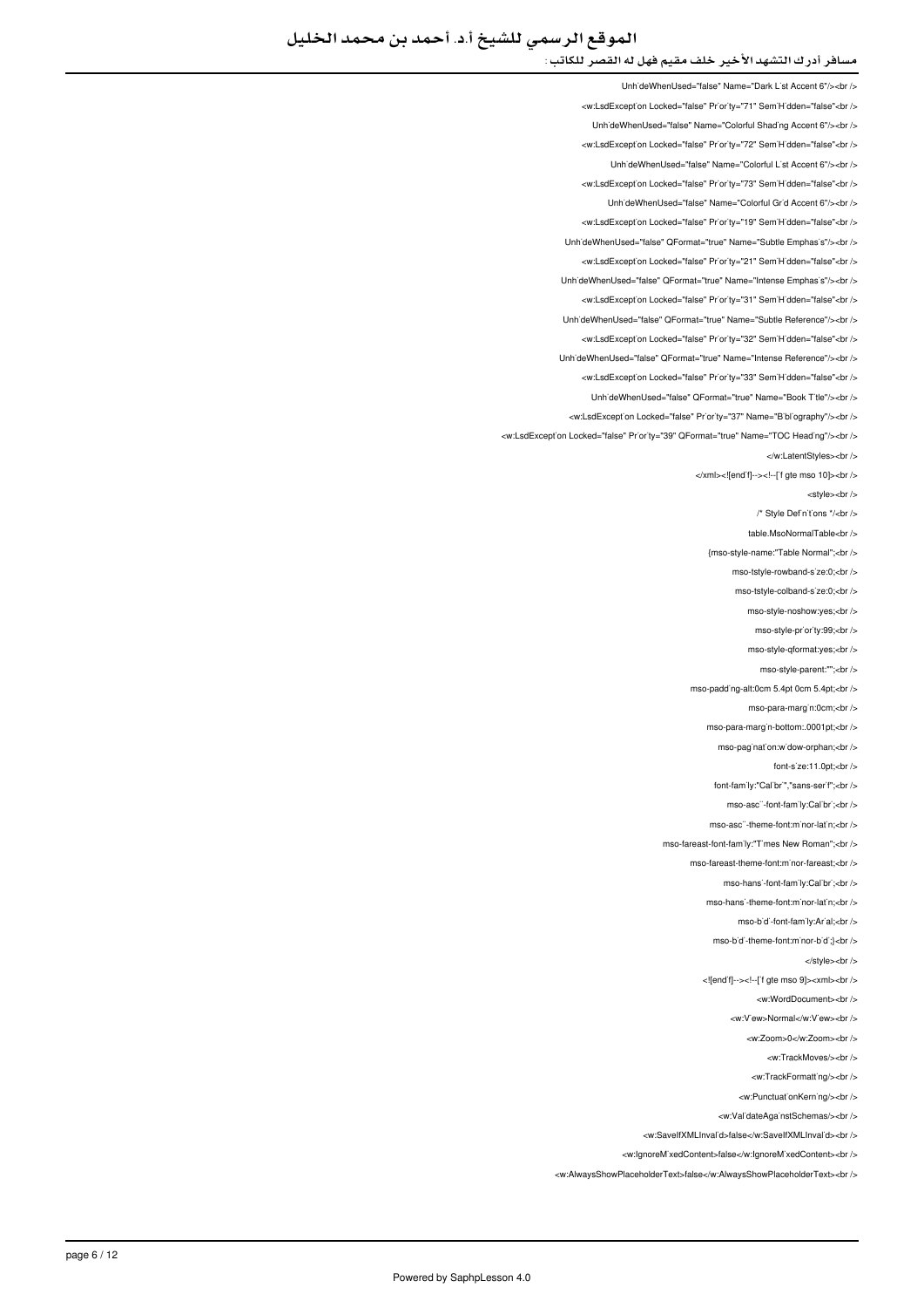```
Unh`deWhenUsed="false" Name="Dark L`st Accent 6"/><br />
<w:LsdExcept`on Locked="false" Pr`or`ty="71" Sem`H`dden="false"<br />
Unh`deWhenUsed="false" Name="Colorful Shad`ng Accent 6"/><br />
<w:LsdExcept`on Locked="false" Pr`or`ty="72" Sem`H`dden="false"<br />
Unh`deWhenUsed="false" Name="Colorful L`st Accent 6"/><br />
<w:LsdExcept`on Locked="false" Pr`or`ty="73" Sem`H`dden="false"<br />
Unh`deWhenUsed="false" Name="Colorful Gr`d Accent 6"/><br />
<w:LsdExcept`on Locked="false" Pr`or`ty="19" Sem`H`dden="false"<br />
Unh`deWhenUsed="false" QFormat="true" Name="Subtle Emphas`s"/><br />
<w:LsdExcept`on Locked="false" Pr`or`ty="21" Sem`H`dden="false"<br />
Unh`deWhenUsed="false" QFormat="true" Name="Intense Emphas`s"/><br />
<w:LsdExcept`on Locked="false" Pr`or`ty="31" Sem`H`dden="false"<br />
Unh`deWhenUsed="false" QFormat="true" Name="Subtle Reference"/><br />
<w:LsdExcept`on Locked="false" Pr`or`ty="32" Sem`H`dden="false"<br />
Unh`deWhenUsed="false" QFormat="true" Name="Intense Reference"/><br />
<w:LsdExcept`on Locked="false" Pr`or`ty="33" Sem`H`dden="false"<br />
Unh`deWhenUsed="false" QFormat="true" Name="Book T`tle"/><br />
<w:LsdExcept`on Locked="false" Pr`or`ty="37" Name="B`bl`ography"/><br />
<w:LsdExcept`on Locked="false" Pr`or`ty="39" QFormat="true" Name="TOC Head`ng"/><br />
</w:LatentStyles><br />
</xml><![end`f]--><!--[`f gte mso 10]><br />
<style><br />
/* Style Def`n`t`ons */<br />
table.MsoNormalTable<br />
{mso-style-name:"Table Normal";<br />
mso-tstyle-rowband-s`ze:0;<br />
mso-tstyle-colband-s`ze:0;<br />
mso-style-noshow:yes;<br />
mso-style-pr`or`ty:99;<br />
mso-style-qformat:yes;<br />
mso-style-parent:"";<br />
mso-padd`ng-alt:0cm 5.4pt 0cm 5.4pt;<br />
mso-para-marg`n:0cm;<br />
mso-para-marg`n-bottom:.0001pt;<br />
mso-pag`nat`on:w`dow-orphan;<br />
font-s`ze:11.0pt;<br />
font-fam`ly:"Cal`br`","sans-ser`f";<br />
mso-asc``-font-fam`ly:Cal`br`;<br />
mso-asc``-theme-font:m`nor-lat`n;<br />
mso-fareast-font-fam`ly:"T`mes New Roman";<br />
mso-fareast-theme-font:m`nor-fareast;<br />
mso-hans`-font-fam`ly:Cal`br`;<br />
mso-hans`-theme-font:m`nor-lat`n;<br />
mso-b`d`-font-fam`ly:Ar`al;<br />
mso-b`d`-theme-font:m`nor-b`d`;}<br />
</style><br />
<![end`f]--><!--[`f gte mso 9]><xml><br />
<w:WordDocument><br />
<w:V`ew>Normal</w:V`ew><br />
<w:Zoom>0</w:Zoom><br />
<w:TrackMoves/><br />
<w:TrackFormatt`ng/><br />
<w:Punctuat`onKern`ng/><br />
<w:Val`dateAga`nstSchemas/><br />
<w:SaveIfXMLInval`d>false</w:SaveIfXMLInval`d><br />
<w:IgnoreM`xedContent>false</w:IgnoreM`xedContent><br />
<w:AlwaysShowPlaceholderText>false</w:AlwaysShowPlaceholderText><br />
```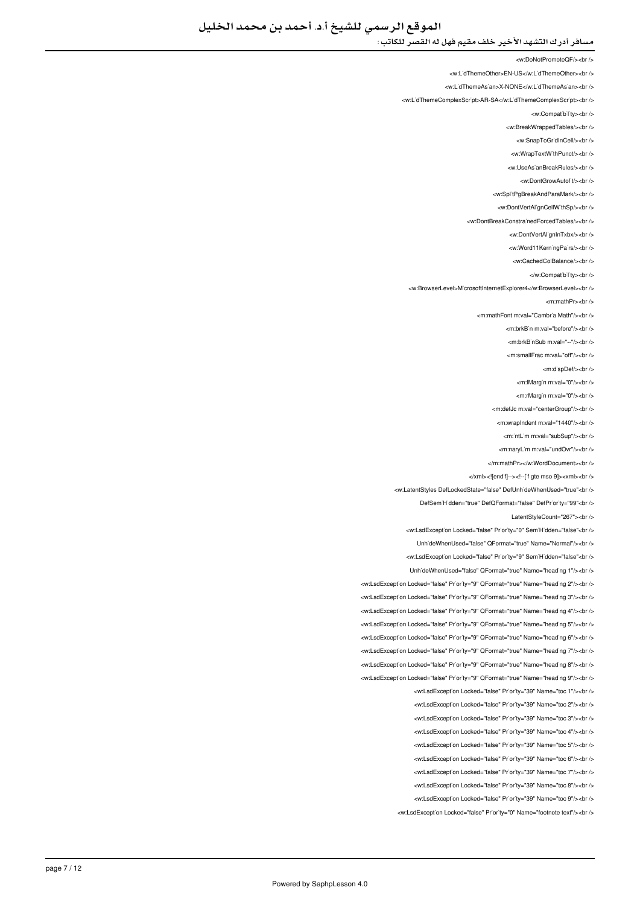```
<w:DoNotPromoteQF/><br />
<w:L idThemeOther>EN-US</w:L idThemeOther><br />
<w:L idThemeAs an>X-NONE</w:L idThemeAs an><br />
<w:L idThemeComplexScr pt>AR-SA</w:L idThemeComplexScr pt><br />
<w:Compat b l ty><br />
<w:BreakWrappedTables/><br />
<w:SnapToGr dInCell/><br />
<w:WrapTextW thPunct/><br />
<w:UseAs anBreakRules/><br />
<w:DontGrowAutof t/><br />
<w:Spl tPgBreakAndParaMark/><br />
<w:DontVertAl gnCellW thSp/><br />
<w:DontBreakConstra nedForcedTables/><br />
<w:DontVertAl gnInTxbx/><br />
<w:Word11Kern ngPa rs/><br />
<w:CachedColBalance/><br />
</w:Compat b l ty><br />
<w:BrowserLevel>M crosoftInternetExplorer4</w:BrowserLevel><br />
<m:mathPr><br />
<m:mathFont m:val="Cambr a Math"/><br />
<m:brkB n m:val="before"/><br />
<m:brkB nSub m:val="--"/><br />
<m:smallFrac m:val="off"/><br />
<m:d spDef/><br />
<m:lMarg n m:val="0"/><br />
<m:rMarg n m:val="0"/><br />
<m:defJc m:val="centerGroup"/><br />
<m:wrapIndent m:val="1440"/><br />
<m: ntL m m:val="subSup"/><br />
<m:naryL m m:val="undOvr"/><br />
</m:mathPr></w:WordDocument><br />
</xml><![end f]--><!--[ f gte mso 9]><xml><br />
<w:LatentStyles DefLockedState="false" DefUnh deWhenUsed="true"<br />
DefSem H dden="true" DefQFormat="false" DefPr or ty="99"<br />
LatentStyleCount="267"><br />
<w:LsdExcept on Locked="false" Pr or ty="0" Sem H dden="false"<br />
Unh deWhenUsed="false" QFormat="true" Name="Normal"/><br />
<w:LsdExcept on Locked="false" Pr or ty="9" Sem H dden="false"<br />
Unh deWhenUsed="false" QFormat="true" Name="head ng 1"/><br />
<w:LsdExcept on Locked="false" Pr or ty="9" QFormat="true" Name="head ng 2"/><br />
<w:LsdExcept on Locked="false" Pr or ty="9" QFormat="true" Name="head ng 3"/><br />
<w:LsdExcept on Locked="false" Pr or ty="9" QFormat="true" Name="head ng 4"/><br />
<w:LsdExcept on Locked="false" Pr or ty="9" QFormat="true" Name="head ng 5"/><br />
<w:LsdExcept on Locked="false" Pr or ty="9" QFormat="true" Name="head ng 6"/><br />
<w:LsdExcept on Locked="false" Pr or ty="9" QFormat="true" Name="head ng 7"/><br />
<w:LsdExcept on Locked="false" Pr or ty="9" QFormat="true" Name="head ng 8"/><br />
<w:LsdExcept on Locked="false" Pr or ty="9" QFormat="true" Name="head ng 9"/><br />
<w:LsdExcept on Locked="false" Pr or ty="39" Name="toc 1"/><br />
<w:LsdExcept on Locked="false" Pr or ty="39" Name="toc 2"/><br />
<w:LsdExcept on Locked="false" Pr or ty="39" Name="toc 3"/><br />
<w:LsdExcept on Locked="false" Pr or ty="39" Name="toc 4"/><br />
<w:LsdExcept on Locked="false" Pr or ty="39" Name="toc 5"/><br />
<w:LsdExcept on Locked="false" Pr or ty="39" Name="toc 6"/><br />
<w:LsdExcept on Locked="false" Pr or ty="39" Name="toc 7"/><br />
<w:LsdExcept on Locked="false" Pr or ty="39" Name="toc 8"/><br />
<w:LsdExcept on Locked="false" Pr or ty="39" Name="toc 9"/><br />
<w:LsdExcept on Locked="false" Pr or ty="0" Name="footnote text"/><br />
```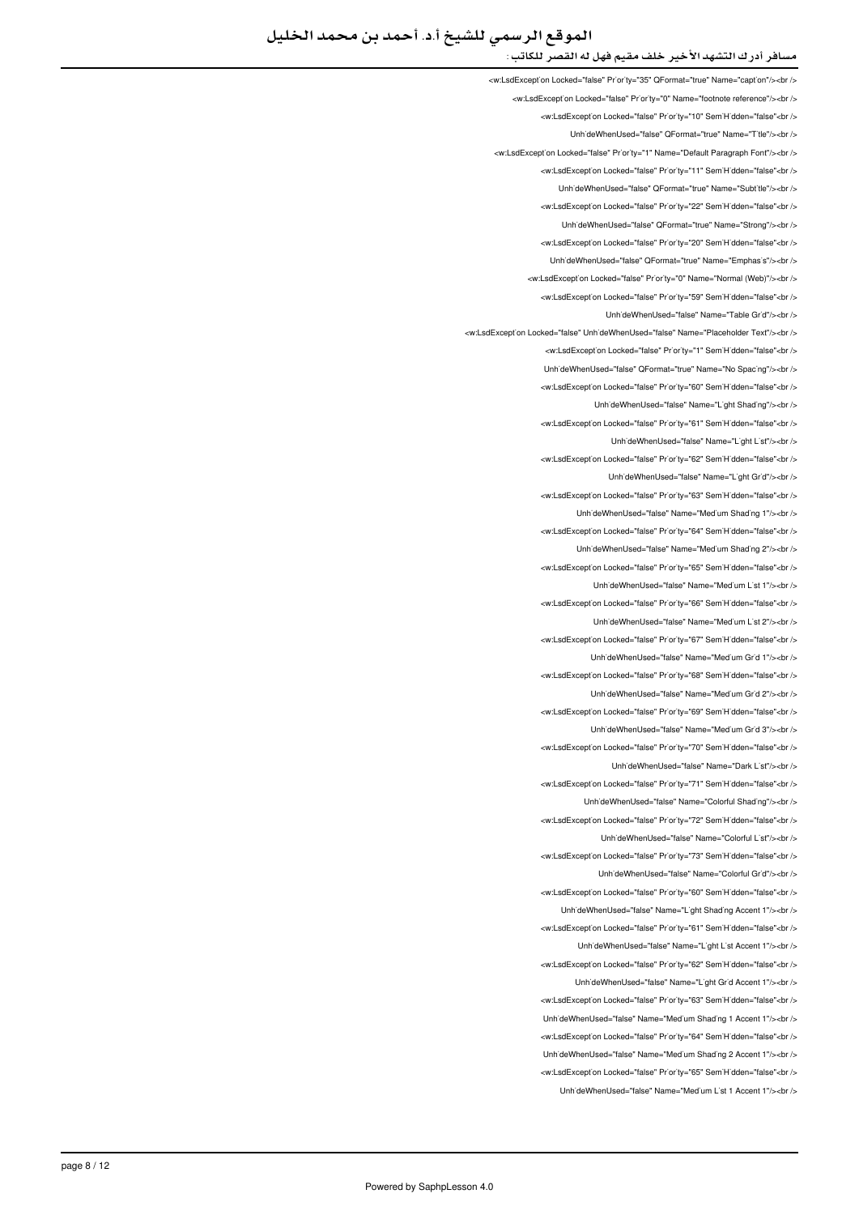<w:LsdExcept'on Locked="false" Pr'or'ty="35" QFormat="true" Name="capt'on"/><br />
<w:LsdExcept'on Locked="false" Pr'or'ty="0" Name="footnote reference"/><br />
<w:LsdExcept'on Locked="false" Pr'or'ty="10" Sem'H'dden="false"<br />
Unh'deWhenUsed="false" QFormat="true" Name="T'tle"/><br />
<w:LsdExcept'on Locked="false" Pr'or'ty="1" Name="Default Paragraph Font"/><br />
<w:LsdExcept'on Locked="false" Pr'or'ty="11" Sem'H'dden="false"<br />
Unh'deWhenUsed="false" QFormat="true" Name="Subt'tle"/><br />
<w:LsdExcept'on Locked="false" Pr'or'ty="22" Sem'H'dden="false"<br />
Unh'deWhenUsed="false" QFormat="true" Name="Strong"/><br />
<w:LsdExcept'on Locked="false" Pr'or'ty="20" Sem'H'dden="false"<br />
Unh'deWhenUsed="false" QFormat="true" Name="Emphas's"/><br />
<w:LsdExcept'on Locked="false" Pr'or'ty="0" Name="Normal (Web)"/><br />
<w:LsdExcept'on Locked="false" Pr'or'ty="59" Sem'H'dden="false"<br />
Unh'deWhenUsed="false" Name="Table Gr'd"/><br />
<w:LsdExcept'on Locked="false" Unh'deWhenUsed="false" Name="Placeholder Text"/><br />
<w:LsdExcept'on Locked="false" Pr'or'ty="1" Sem'H'dden="false"<br />
Unh'deWhenUsed="false" QFormat="true" Name="No Spac'ng"/><br />
<w:LsdExcept'on Locked="false" Pr'or'ty="60" Sem'H'dden="false"<br />
Unh'deWhenUsed="false" Name="L'ght Shad'ng"/><br />
<w:LsdExcept'on Locked="false" Pr'or'ty="61" Sem'H'dden="false"<br />
Unh'deWhenUsed="false" Name="L'ght L'st"/><br />
<w:LsdExcept'on Locked="false" Pr'or'ty="62" Sem'H'dden="false"<br />
Unh'deWhenUsed="false" Name="L'ght Gr'd"/><br />
<w:LsdExcept'on Locked="false" Pr'or'ty="63" Sem'H'dden="false"<br />
Unh'deWhenUsed="false" Name="Med'um Shad'ng 1"/><br />
<w:LsdExcept'on Locked="false" Pr'or'ty="64" Sem'H'dden="false"<br />
Unh'deWhenUsed="false" Name="Med'um Shad'ng 2"/><br />
<w:LsdExcept'on Locked="false" Pr'or'ty="65" Sem'H'dden="false"<br />
Unh'deWhenUsed="false" Name="Med'um L'st 1"/><br />
<w:LsdExcept'on Locked="false" Pr'or'ty="66" Sem'H'dden="false"<br />
Unh'deWhenUsed="false" Name="Med'um L'st 2"/><br />
<w:LsdExcept'on Locked="false" Pr'or'ty="67" Sem'H'dden="false"<br />
Unh'deWhenUsed="false" Name="Med'um Gr'd 1"/><br />
<w:LsdExcept'on Locked="false" Pr'or'ty="68" Sem'H'dden="false"<br />
Unh'deWhenUsed="false" Name="Med'um Gr'd 2"/><br />
<w:LsdExcept'on Locked="false" Pr'or'ty="69" Sem'H'dden="false"<br />
Unh'deWhenUsed="false" Name="Med'um Gr'd 3"/><br />
<w:LsdExcept'on Locked="false" Pr'or'ty="70" Sem'H'dden="false"<br />
Unh'deWhenUsed="false" Name="Dark L'st"/><br />
<w:LsdExcept'on Locked="false" Pr'or'ty="71" Sem'H'dden="false"<br />
Unh'deWhenUsed="false" Name="Colorful Shad'ng"/><br />
<w:LsdExcept'on Locked="false" Pr'or'ty="72" Sem'H'dden="false"<br />
Unh'deWhenUsed="false" Name="Colorful L'st"/><br />
<w:LsdExcept'on Locked="false" Pr'or'ty="73" Sem'H'dden="false"<br />
Unh'deWhenUsed="false" Name="Colorful Gr'd"/><br />
<w:LsdExcept'on Locked="false" Pr'or'ty="60" Sem'H'dden="false"<br />
Unh'deWhenUsed="false" Name="L'ght Shad'ng Accent 1"/><br />
<w:LsdExcept'on Locked="false" Pr'or'ty="61" Sem'H'dden="false"<br />
Unh'deWhenUsed="false" Name="L'ght L'st Accent 1"/><br />
<w:LsdExcept'on Locked="false" Pr'or'ty="62" Sem'H'dden="false"<br />
Unh'deWhenUsed="false" Name="L'ght Gr'd Accent 1"/><br />
<w:LsdExcept'on Locked="false" Pr'or'ty="63" Sem'H'dden="false"<br />
Unh'deWhenUsed="false" Name="Med'um Shad'ng 1 Accent 1"/><br />
<w:LsdExcept'on Locked="false" Pr'or'ty="64" Sem'H'dden="false"<br />
Unh'deWhenUsed="false" Name="Med'um Shad'ng 2 Accent 1"/><br />
<w:LsdExcept'on Locked="false" Pr'or'ty="65" Sem'H'dden="false"<br />
Unh'deWhenUsed="false" Name="Med'um L'st 1 Accent 1"/><br />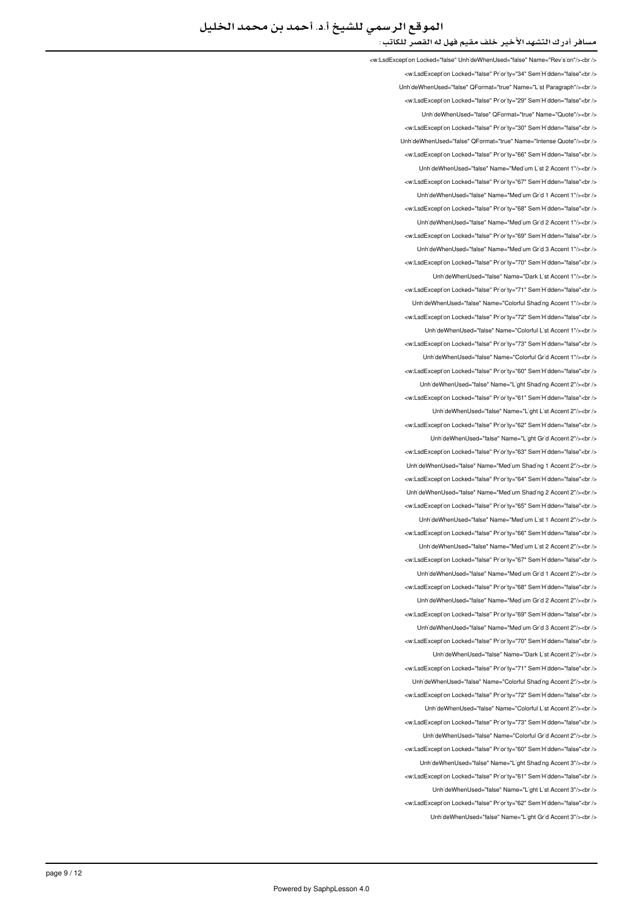```
<w:LsdExceptˈon Locked="false" UnhˈdeWhenUsed="false" Name="Revˈsˈon"/><br />
<w:LsdExceptˈon Locked="false" Prˈorˈty="34" SemˈHˈdden="false"<br />
UnhˈdeWhenUsed="false" QFormat="true" Name="Lˈst Paragraph"/><br />
<w:LsdExceptˈon Locked="false" Prˈorˈty="29" SemˈHˈdden="false"<br />
UnhˈdeWhenUsed="false" QFormat="true" Name="Quote"/><br />
<w:LsdExceptˈon Locked="false" Prˈorˈty="30" SemˈHˈdden="false"<br />
UnhˈdeWhenUsed="false" QFormat="true" Name="Intense Quote"/><br />
<w:LsdExceptˈon Locked="false" Prˈorˈty="66" SemˈHˈdden="false"<br />
UnhˈdeWhenUsed="false" Name="Medˈum Lˈst 2 Accent 1"/><br />
<w:LsdExceptˈon Locked="false" Prˈorˈty="67" SemˈHˈdden="false"<br />
UnhˈdeWhenUsed="false" Name="Medˈum Grˈd 1 Accent 1"/><br />
<w:LsdExceptˈon Locked="false" Prˈorˈty="68" SemˈHˈdden="false"<br />
UnhˈdeWhenUsed="false" Name="Medˈum Grˈd 2 Accent 1"/><br />
<w:LsdExceptˈon Locked="false" Prˈorˈty="69" SemˈHˈdden="false"<br />
UnhˈdeWhenUsed="false" Name="Medˈum Grˈd 3 Accent 1"/><br />
<w:LsdExceptˈon Locked="false" Prˈorˈty="70" SemˈHˈdden="false"<br />
UnhˈdeWhenUsed="false" Name="Dark Lˈst Accent 1"/><br />
<w:LsdExceptˈon Locked="false" Prˈorˈty="71" SemˈHˈdden="false"<br />
UnhˈdeWhenUsed="false" Name="Colorful Shadˈng Accent 1"/><br />
<w:LsdExceptˈon Locked="false" Prˈorˈty="72" SemˈHˈdden="false"<br />
UnhˈdeWhenUsed="false" Name="Colorful Lˈst Accent 1"/><br />
<w:LsdExceptˈon Locked="false" Prˈorˈty="73" SemˈHˈdden="false"<br />
UnhˈdeWhenUsed="false" Name="Colorful Grˈd Accent 1"/><br />
<w:LsdExceptˈon Locked="false" Prˈorˈty="60" SemˈHˈdden="false"<br />
UnhˈdeWhenUsed="false" Name="Lˈght Shadˈng Accent 2"/><br />
<w:LsdExceptˈon Locked="false" Prˈorˈty="61" SemˈHˈdden="false"<br />
UnhˈdeWhenUsed="false" Name="Lˈght Lˈst Accent 2"/><br />
<w:LsdExceptˈon Locked="false" Prˈorˈty="62" SemˈHˈdden="false"<br />
UnhˈdeWhenUsed="false" Name="Lˈght Grˈd Accent 2"/><br />
<w:LsdExceptˈon Locked="false" Prˈorˈty="63" SemˈHˈdden="false"<br />
UnhˈdeWhenUsed="false" Name="Medˈum Shadˈng 1 Accent 2"/><br />
<w:LsdExceptˈon Locked="false" Prˈorˈty="64" SemˈHˈdden="false"<br />
UnhˈdeWhenUsed="false" Name="Medˈum Shadˈng 2 Accent 2"/><br />
<w:LsdExceptˈon Locked="false" Prˈorˈty="65" SemˈHˈdden="false"<br />
UnhˈdeWhenUsed="false" Name="Medˈum Lˈst 1 Accent 2"/><br />
<w:LsdExceptˈon Locked="false" Prˈorˈty="66" SemˈHˈdden="false"<br />
UnhˈdeWhenUsed="false" Name="Medˈum Lˈst 2 Accent 2"/><br />
<w:LsdExceptˈon Locked="false" Prˈorˈty="67" SemˈHˈdden="false"<br />
UnhˈdeWhenUsed="false" Name="Medˈum Grˈd 1 Accent 2"/><br />
<w:LsdExceptˈon Locked="false" Prˈorˈty="68" SemˈHˈdden="false"<br />
UnhˈdeWhenUsed="false" Name="Medˈum Grˈd 2 Accent 2"/><br />
<w:LsdExceptˈon Locked="false" Prˈorˈty="69" SemˈHˈdden="false"<br />
UnhˈdeWhenUsed="false" Name="Medˈum Grˈd 3 Accent 2"/><br />
<w:LsdExceptˈon Locked="false" Prˈorˈty="70" SemˈHˈdden="false"<br />
UnhˈdeWhenUsed="false" Name="Dark Lˈst Accent 2"/><br />
<w:LsdExceptˈon Locked="false" Prˈorˈty="71" SemˈHˈdden="false"<br />
UnhˈdeWhenUsed="false" Name="Colorful Shadˈng Accent 2"/><br />
<w:LsdExceptˈon Locked="false" Prˈorˈty="72" SemˈHˈdden="false"<br />
UnhˈdeWhenUsed="false" Name="Colorful Lˈst Accent 2"/><br />
<w:LsdExceptˈon Locked="false" Prˈorˈty="73" SemˈHˈdden="false"<br />
UnhˈdeWhenUsed="false" Name="Colorful Grˈd Accent 2"/><br />
<w:LsdExceptˈon Locked="false" Prˈorˈty="60" SemˈHˈdden="false"<br />
UnhˈdeWhenUsed="false" Name="Lˈght Shadˈng Accent 3"/><br />
<w:LsdExceptˈon Locked="false" Prˈorˈty="61" SemˈHˈdden="false"<br />
UnhˈdeWhenUsed="false" Name="Lˈght Lˈst Accent 3"/><br />
<w:LsdExceptˈon Locked="false" Prˈorˈty="62" SemˈHˈdden="false"<br />
UnhˈdeWhenUsed="false" Name="Lˈght Grˈd Accent 3"/><br />
```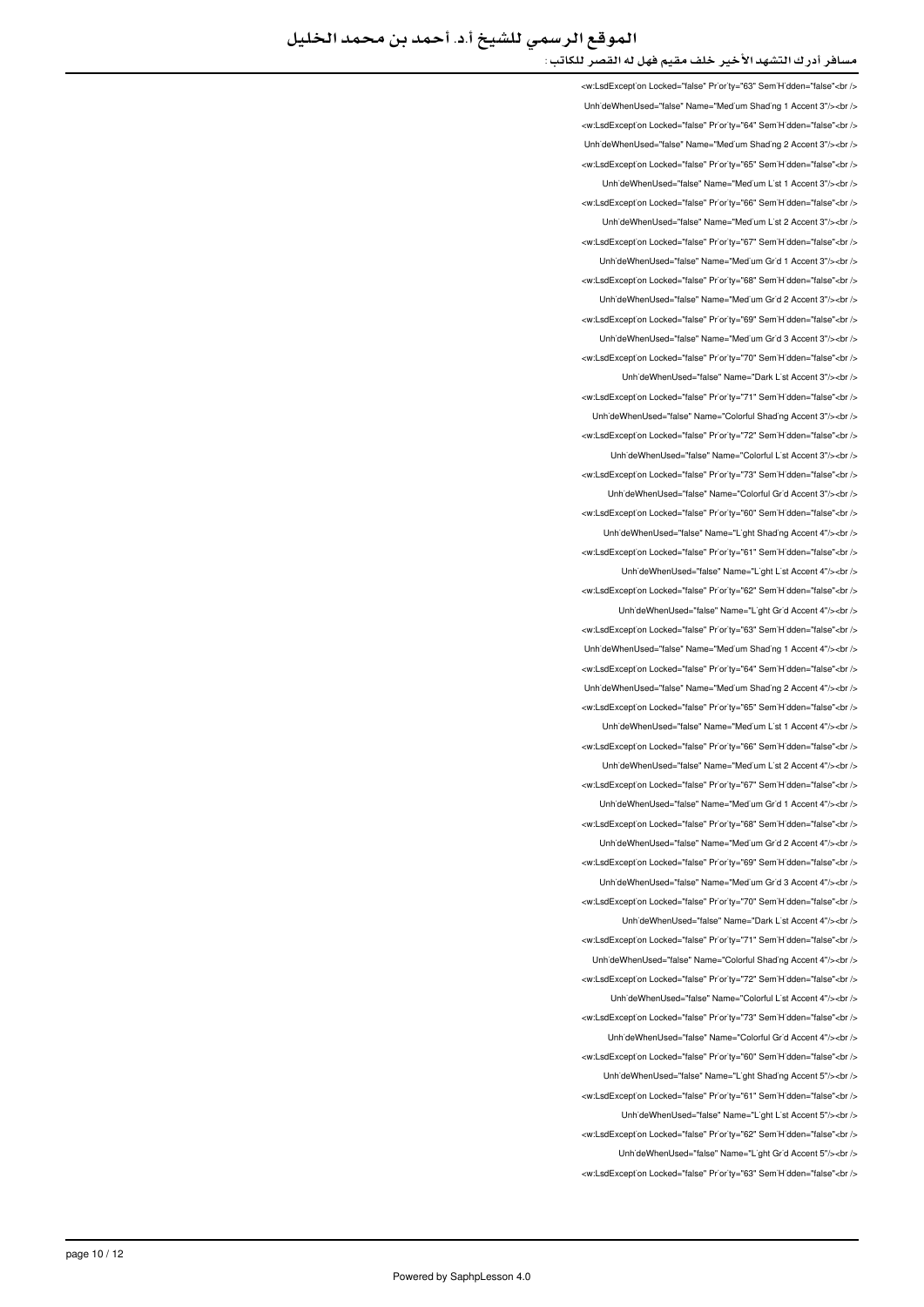<w:LsdExcept'on Locked="false" Pr'or'ty="63" Sem'H'dden="false"<br />
Unh'deWhenUsed="false" Name="Med'um Shad'ng 1 Accent 3"/><br />
<w:LsdExcept'on Locked="false" Pr'or'ty="64" Sem'H'dden="false"<br />
Unh'deWhenUsed="false" Name="Med'um Shad'ng 2 Accent 3"/><br />
<w:LsdExcept'on Locked="false" Pr'or'ty="65" Sem'H'dden="false"<br />
Unh'deWhenUsed="false" Name="Med'um L'st 1 Accent 3"/><br />
<w:LsdExcept'on Locked="false" Pr'or'ty="66" Sem'H'dden="false"<br />
Unh'deWhenUsed="false" Name="Med'um L'st 2 Accent 3"/><br />
<w:LsdExcept'on Locked="false" Pr'or'ty="67" Sem'H'dden="false"<br />
Unh'deWhenUsed="false" Name="Med'um Gr'd 1 Accent 3"/><br />
<w:LsdExcept'on Locked="false" Pr'or'ty="68" Sem'H'dden="false"<br />
Unh'deWhenUsed="false" Name="Med'um Gr'd 2 Accent 3"/><br />
<w:LsdExcept'on Locked="false" Pr'or'ty="69" Sem'H'dden="false"<br />
Unh'deWhenUsed="false" Name="Med'um Gr'd 3 Accent 3"/><br />
<w:LsdExcept'on Locked="false" Pr'or'ty="70" Sem'H'dden="false"<br />
Unh'deWhenUsed="false" Name="Dark L'st Accent 3"/><br />
<w:LsdExcept'on Locked="false" Pr'or'ty="71" Sem'H'dden="false"<br />
Unh'deWhenUsed="false" Name="Colorful Shad'ng Accent 3"/><br />
<w:LsdExcept'on Locked="false" Pr'or'ty="72" Sem'H'dden="false"<br />
Unh'deWhenUsed="false" Name="Colorful L'st Accent 3"/><br />
<w:LsdExcept'on Locked="false" Pr'or'ty="73" Sem'H'dden="false"<br />
Unh'deWhenUsed="false" Name="Colorful Gr'd Accent 3"/><br />
<w:LsdExcept'on Locked="false" Pr'or'ty="60" Sem'H'dden="false"<br />
Unh'deWhenUsed="false" Name="L'ght Shad'ng Accent 4"/><br />
<w:LsdExcept'on Locked="false" Pr'or'ty="61" Sem'H'dden="false"<br />
Unh'deWhenUsed="false" Name="L'ght L'st Accent 4"/><br />
<w:LsdExcept'on Locked="false" Pr'or'ty="62" Sem'H'dden="false"<br />
Unh'deWhenUsed="false" Name="L'ght Gr'd Accent 4"/><br />
<w:LsdExcept'on Locked="false" Pr'or'ty="63" Sem'H'dden="false"<br />
Unh'deWhenUsed="false" Name="Med'um Shad'ng 1 Accent 4"/><br />
<w:LsdExcept'on Locked="false" Pr'or'ty="64" Sem'H'dden="false"<br />
Unh'deWhenUsed="false" Name="Med'um Shad'ng 2 Accent 4"/><br />
<w:LsdExcept'on Locked="false" Pr'or'ty="65" Sem'H'dden="false"<br />
Unh'deWhenUsed="false" Name="Med'um L'st 1 Accent 4"/><br />
<w:LsdExcept'on Locked="false" Pr'or'ty="66" Sem'H'dden="false"<br />
Unh'deWhenUsed="false" Name="Med'um L'st 2 Accent 4"/><br />
<w:LsdExcept'on Locked="false" Pr'or'ty="67" Sem'H'dden="false"<br />
Unh'deWhenUsed="false" Name="Med'um Gr'd 1 Accent 4"/><br />
<w:LsdExcept'on Locked="false" Pr'or'ty="68" Sem'H'dden="false"<br />
Unh'deWhenUsed="false" Name="Med'um Gr'd 2 Accent 4"/><br />
<w:LsdExcept'on Locked="false" Pr'or'ty="69" Sem'H'dden="false"<br />
Unh'deWhenUsed="false" Name="Med'um Gr'd 3 Accent 4"/><br />
<w:LsdExcept'on Locked="false" Pr'or'ty="70" Sem'H'dden="false"<br />
Unh'deWhenUsed="false" Name="Dark L'st Accent 4"/><br />
<w:LsdExcept'on Locked="false" Pr'or'ty="71" Sem'H'dden="false"<br />
Unh'deWhenUsed="false" Name="Colorful Shad'ng Accent 4"/><br />
<w:LsdExcept'on Locked="false" Pr'or'ty="72" Sem'H'dden="false"<br />
Unh'deWhenUsed="false" Name="Colorful L'st Accent 4"/><br />
<w:LsdExcept'on Locked="false" Pr'or'ty="73" Sem'H'dden="false"<br />
Unh'deWhenUsed="false" Name="Colorful Gr'd Accent 4"/><br />
<w:LsdExcept'on Locked="false" Pr'or'ty="60" Sem'H'dden="false"<br />
Unh'deWhenUsed="false" Name="L'ght Shad'ng Accent 5"/><br />
<w:LsdExcept'on Locked="false" Pr'or'ty="61" Sem'H'dden="false"<br />
Unh'deWhenUsed="false" Name="L'ght L'st Accent 5"/><br />
<w:LsdExcept'on Locked="false" Pr'or'ty="62" Sem'H'dden="false"<br />
Unh'deWhenUsed="false" Name="L'ght Gr'd Accent 5"/><br />
<w:LsdExcept'on Locked="false" Pr'or'ty="63" Sem'H'dden="false"<br />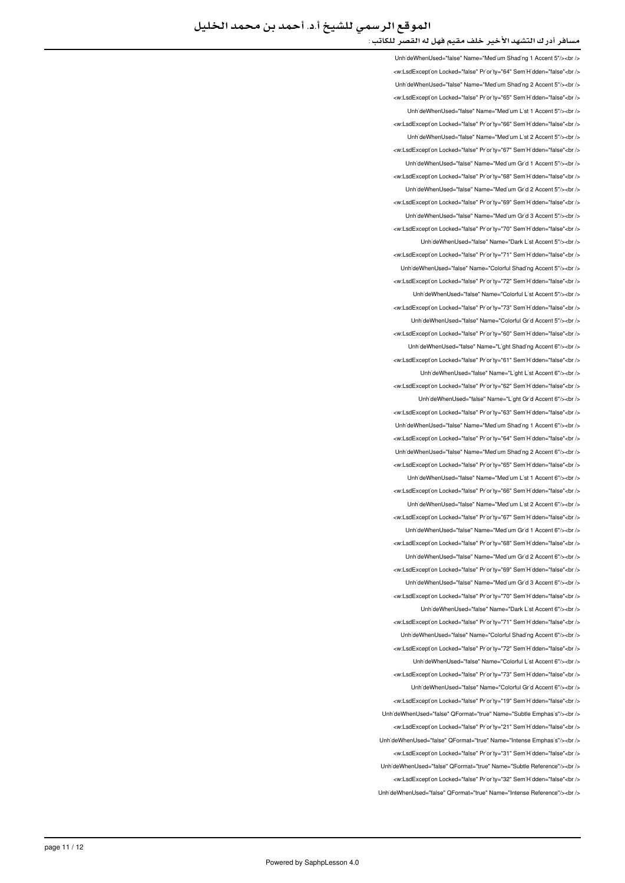```
Unh`deWhenUsed="false" Name="Med`um Shad`ng 1 Accent 5"/><br />
<w:LsdExcept`on Locked="false" Pr`or`ty="64" Sem`H`dden="false"<br />
Unh`deWhenUsed="false" Name="Med`um Shad`ng 2 Accent 5"/><br />
<w:LsdExcept`on Locked="false" Pr`or`ty="65" Sem`H`dden="false"<br />
Unh`deWhenUsed="false" Name="Med`um L`st 1 Accent 5"/><br />
<w:LsdExcept`on Locked="false" Pr`or`ty="66" Sem`H`dden="false"<br />
Unh`deWhenUsed="false" Name="Med`um L`st 2 Accent 5"/><br />
<w:LsdExcept`on Locked="false" Pr`or`ty="67" Sem`H`dden="false"<br />
Unh`deWhenUsed="false" Name="Med`um Gr`d 1 Accent 5"/><br />
<w:LsdExcept`on Locked="false" Pr`or`ty="68" Sem`H`dden="false"<br />
Unh`deWhenUsed="false" Name="Med`um Gr`d 2 Accent 5"/><br />
<w:LsdExcept`on Locked="false" Pr`or`ty="69" Sem`H`dden="false"<br />
Unh`deWhenUsed="false" Name="Med`um Gr`d 3 Accent 5"/><br />
<w:LsdExcept`on Locked="false" Pr`or`ty="70" Sem`H`dden="false"<br />
Unh`deWhenUsed="false" Name="Dark L`st Accent 5"/><br />
<w:LsdExcept`on Locked="false" Pr`or`ty="71" Sem`H`dden="false"<br />
Unh`deWhenUsed="false" Name="Colorful Shad`ng Accent 5"/><br />
<w:LsdExcept`on Locked="false" Pr`or`ty="72" Sem`H`dden="false"<br />
Unh`deWhenUsed="false" Name="Colorful L`st Accent 5"/><br />
<w:LsdExcept`on Locked="false" Pr`or`ty="73" Sem`H`dden="false"<br />
Unh`deWhenUsed="false" Name="Colorful Gr`d Accent 5"/><br />
<w:LsdExcept`on Locked="false" Pr`or`ty="60" Sem`H`dden="false"<br />
Unh`deWhenUsed="false" Name="L`ght Shad`ng Accent 6"/><br />
<w:LsdExcept`on Locked="false" Pr`or`ty="61" Sem`H`dden="false"<br />
Unh`deWhenUsed="false" Name="L`ght L`st Accent 6"/><br />
<w:LsdExcept`on Locked="false" Pr`or`ty="62" Sem`H`dden="false"<br />
Unh`deWhenUsed="false" Name="L`ght Gr`d Accent 6"/><br />
<w:LsdExcept`on Locked="false" Pr`or`ty="63" Sem`H`dden="false"<br />
Unh`deWhenUsed="false" Name="Med`um Shad`ng 1 Accent 6"/><br />
<w:LsdExcept`on Locked="false" Pr`or`ty="64" Sem`H`dden="false"<br />
Unh`deWhenUsed="false" Name="Med`um Shad`ng 2 Accent 6"/><br />
<w:LsdExcept`on Locked="false" Pr`or`ty="65" Sem`H`dden="false"<br />
Unh`deWhenUsed="false" Name="Med`um L`st 1 Accent 6"/><br />
<w:LsdExcept`on Locked="false" Pr`or`ty="66" Sem`H`dden="false"<br />
Unh`deWhenUsed="false" Name="Med`um L`st 2 Accent 6"/><br />
<w:LsdExcept`on Locked="false" Pr`or`ty="67" Sem`H`dden="false"<br />
Unh`deWhenUsed="false" Name="Med`um Gr`d 1 Accent 6"/><br />
<w:LsdExcept`on Locked="false" Pr`or`ty="68" Sem`H`dden="false"<br />
Unh`deWhenUsed="false" Name="Med`um Gr`d 2 Accent 6"/><br />
<w:LsdExcept`on Locked="false" Pr`or`ty="69" Sem`H`dden="false"<br />
Unh`deWhenUsed="false" Name="Med`um Gr`d 3 Accent 6"/><br />
<w:LsdExcept`on Locked="false" Pr`or`ty="70" Sem`H`dden="false"<br />
Unh`deWhenUsed="false" Name="Dark L`st Accent 6"/><br />
<w:LsdExcept`on Locked="false" Pr`or`ty="71" Sem`H`dden="false"<br />
Unh`deWhenUsed="false" Name="Colorful Shad`ng Accent 6"/><br />
<w:LsdExcept`on Locked="false" Pr`or`ty="72" Sem`H`dden="false"<br />
Unh`deWhenUsed="false" Name="Colorful L`st Accent 6"/><br />
<w:LsdExcept`on Locked="false" Pr`or`ty="73" Sem`H`dden="false"<br />
Unh`deWhenUsed="false" Name="Colorful Gr`d Accent 6"/><br />
<w:LsdExcept`on Locked="false" Pr`or`ty="19" Sem`H`dden="false"<br />
Unh`deWhenUsed="false" QFormat="true" Name="Subtle Emphas`s"/><br />
<w:LsdExcept`on Locked="false" Pr`or`ty="21" Sem`H`dden="false"<br />
Unh`deWhenUsed="false" QFormat="true" Name="Intense Emphas`s"/><br />
<w:LsdExcept`on Locked="false" Pr`or`ty="31" Sem`H`dden="false"<br />
Unh`deWhenUsed="false" QFormat="true" Name="Subtle Reference"/><br />
<w:LsdExcept`on Locked="false" Pr`or`ty="32" Sem`H`dden="false"<br />
Unh`deWhenUsed="false" QFormat="true" Name="Intense Reference"/><br />
```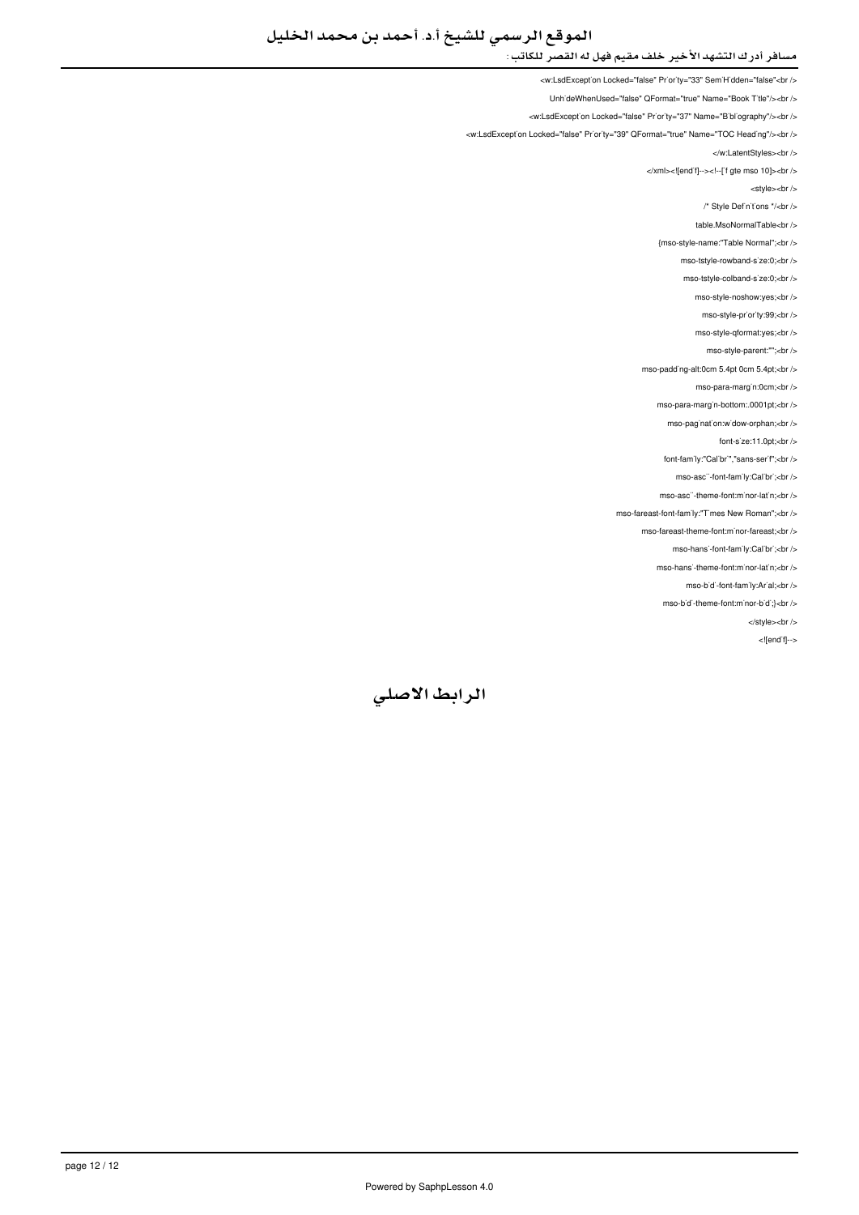<w:LsdExcept`on Locked="false" Pr`or`ty="33" Sem`H`dden="false"<br />

Unh`deWhenUsed="false" QFormat="true" Name="Book T`tle"/><br />

<w:LsdExcept`on Locked="false" Pr`or`ty="37" Name="B`bl`ography"/><br />

<w:LsdExcept`on Locked="false" Pr`or`ty="39" QFormat="true" Name="TOC Head`ng"/><br />

</w:LatentStyles><br />

</xml><![end`f]--><!--[`f gte mso 10]><br />

<style><br />

/* Style Def`n`t`ons */<br />

table.MsoNormalTable<br />

{mso-style-name:"Table Normal";<br />

mso-tstyle-rowband-s`ze:0;<br />

mso-tstyle-colband-s`ze:0;<br />

mso-style-noshow:yes;<br />

mso-style-pr`or`ty:99;<br />

mso-style-qformat:yes;<br />

mso-style-parent:"";<br />

mso-padd`ng-alt:0cm 5.4pt 0cm 5.4pt;<br />

mso-para-marg`n:0cm;<br />

mso-para-marg`n-bottom:.0001pt;<br />

mso-pag`nat`on:w`dow-orphan;<br />

font-s`ze:11.0pt;<br />

font-fam`ly:"Cal`br`","sans-ser`f";<br />

mso-asc``-font-fam`ly:Cal`br`;<br />

mso-asc``-theme-font:m`nor-lat`n;<br />

mso-fareast-font-fam`ly:"T`mes New Roman";<br />

mso-fareast-theme-font:m`nor-fareast;<br />

mso-hans`-font-fam`ly:Cal`br`;<br />

mso-hans`-theme-font:m`nor-lat`n;<br />

mso-b`d`-font-fam`ly:Ar`al;<br />

mso-b`d`-theme-font:m`nor-b`d`;}<br />

</style><br />

<![end`f]-->

## الرابط الاصلي